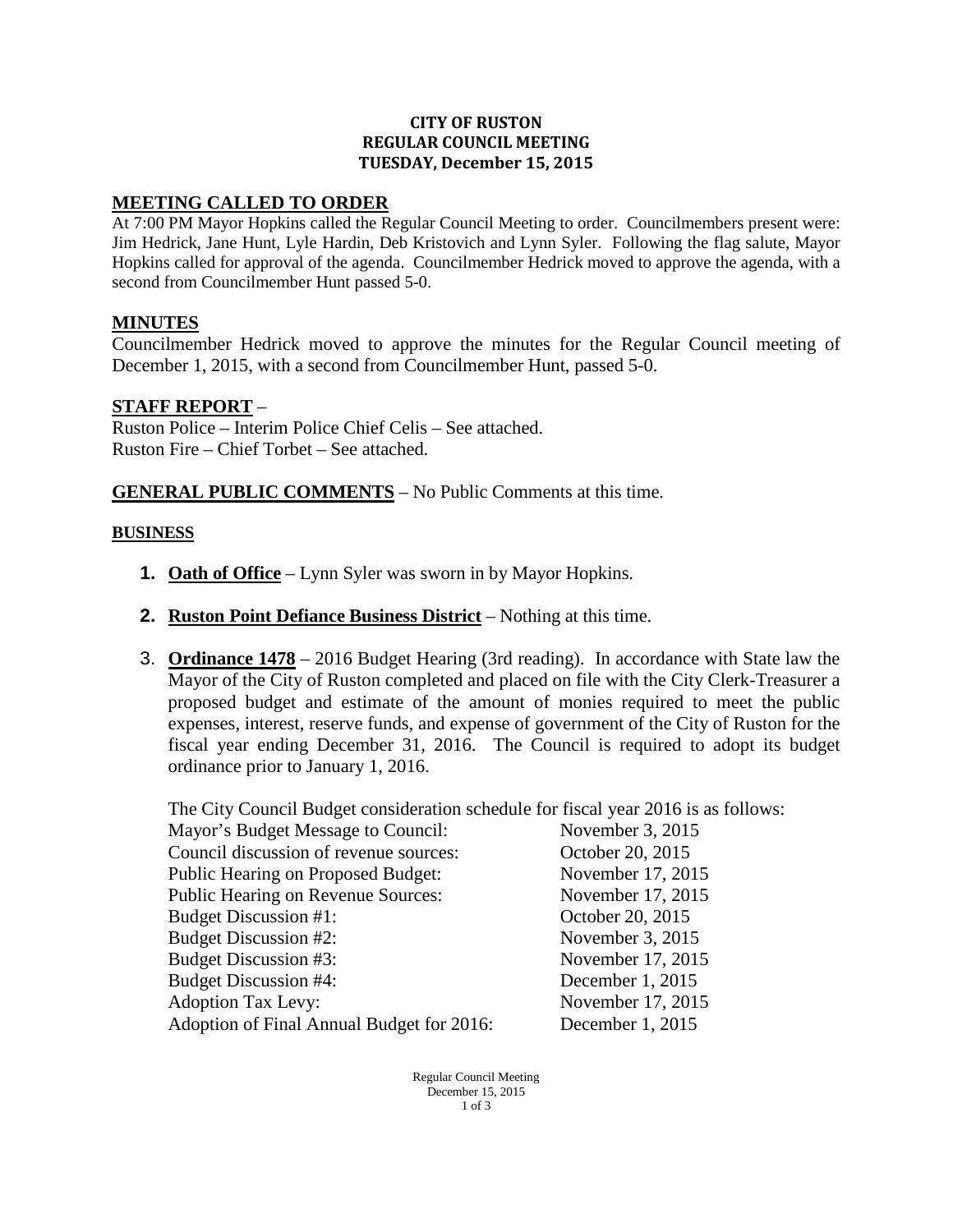**CITY OF RUSTON**
**REGULAR COUNCIL MEETING**
**TUESDAY, December 15, 2015**

## MEETING CALLED TO ORDER

At 7:00 PM Mayor Hopkins called the Regular Council Meeting to order. Councilmembers present were: Jim Hedrick, Jane Hunt, Lyle Hardin, Deb Kristovich and Lynn Syler. Following the flag salute, Mayor Hopkins called for approval of the agenda. Councilmember Hedrick moved to approve the agenda, with a second from Councilmember Hunt passed 5-0.

## MINUTES

Councilmember Hedrick moved to approve the minutes for the Regular Council meeting of December 1, 2015, with a second from Councilmember Hunt, passed 5-0.

## STAFF REPORT –

Ruston Police – Interim Police Chief Celis – See attached.
Ruston Fire – Chief Torbet – See attached.

**GENERAL PUBLIC COMMENTS** – No Public Comments at this time.

## BUSINESS

1. **Oath of Office** – Lynn Syler was sworn in by Mayor Hopkins.

2. **Ruston Point Defiance Business District** – Nothing at this time.

3. **Ordinance 1478** – 2016 Budget Hearing (3rd reading). In accordance with State law the Mayor of the City of Ruston completed and placed on file with the City Clerk-Treasurer a proposed budget and estimate of the amount of monies required to meet the public expenses, interest, reserve funds, and expense of government of the City of Ruston for the fiscal year ending December 31, 2016. The Council is required to adopt its budget ordinance prior to January 1, 2016.

   The City Council Budget consideration schedule for fiscal year 2016 is as follows:

   | | |
   |---|---|
   | Mayor's Budget Message to Council: | November 3, 2015 |
   | Council discussion of revenue sources: | October 20, 2015 |
   | Public Hearing on Proposed Budget: | November 17, 2015 |
   | Public Hearing on Revenue Sources: | November 17, 2015 |
   | Budget Discussion #1: | October 20, 2015 |
   | Budget Discussion #2: | November 3, 2015 |
   | Budget Discussion #3: | November 17, 2015 |
   | Budget Discussion #4: | December 1, 2015 |
   | Adoption Tax Levy: | November 17, 2015 |
   | Adoption of Final Annual Budget for 2016: | December 1, 2015 |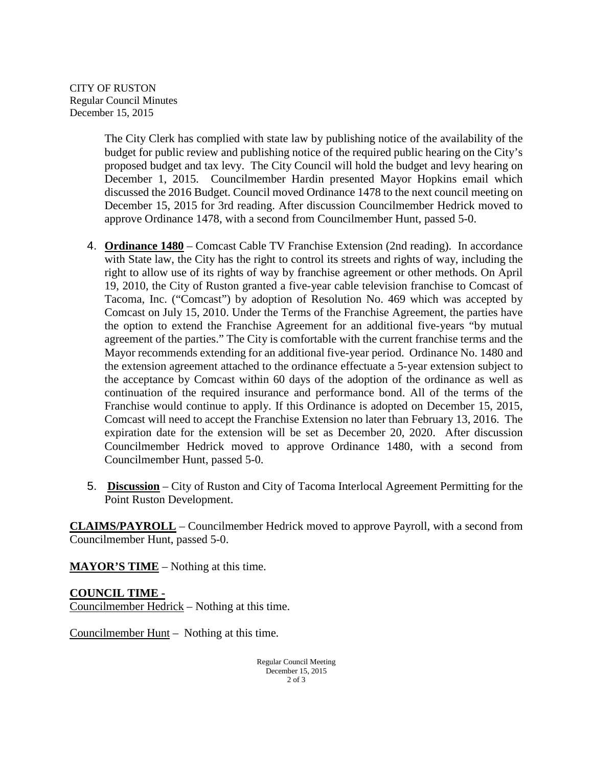The City Clerk has complied with state law by publishing notice of the availability of the budget for public review and publishing notice of the required public hearing on the City's proposed budget and tax levy. The City Council will hold the budget and levy hearing on December 1, 2015. Councilmember Hardin presented Mayor Hopkins email which discussed the 2016 Budget. Council moved Ordinance 1478 to the next council meeting on December 15, 2015 for 3rd reading. After discussion Councilmember Hedrick moved to approve Ordinance 1478, with a second from Councilmember Hunt, passed 5-0.

4. **Ordinance 1480** – Comcast Cable TV Franchise Extension (2nd reading). In accordance with State law, the City has the right to control its streets and rights of way, including the right to allow use of its rights of way by franchise agreement or other methods. On April 19, 2010, the City of Ruston granted a five-year cable television franchise to Comcast of Tacoma, Inc. ("Comcast") by adoption of Resolution No. 469 which was accepted by Comcast on July 15, 2010. Under the Terms of the Franchise Agreement, the parties have the option to extend the Franchise Agreement for an additional five-years "by mutual agreement of the parties." The City is comfortable with the current franchise terms and the Mayor recommends extending for an additional five-year period. Ordinance No. 1480 and the extension agreement attached to the ordinance effectuate a 5-year extension subject to the acceptance by Comcast within 60 days of the adoption of the ordinance as well as continuation of the required insurance and performance bond. All of the terms of the Franchise would continue to apply. If this Ordinance is adopted on December 15, 2015, Comcast will need to accept the Franchise Extension no later than February 13, 2016. The expiration date for the extension will be set as December 20, 2020. After discussion Councilmember Hedrick moved to approve Ordinance 1480, with a second from Councilmember Hunt, passed 5-0.

5. **Discussion** – City of Ruston and City of Tacoma Interlocal Agreement Permitting for the Point Ruston Development.

**CLAIMS/PAYROLL** – Councilmember Hedrick moved to approve Payroll, with a second from Councilmember Hunt, passed 5-0.

**MAYOR'S TIME** – Nothing at this time.

**COUNCIL TIME -**

Councilmember Hedrick – Nothing at this time.

Councilmember Hunt – Nothing at this time.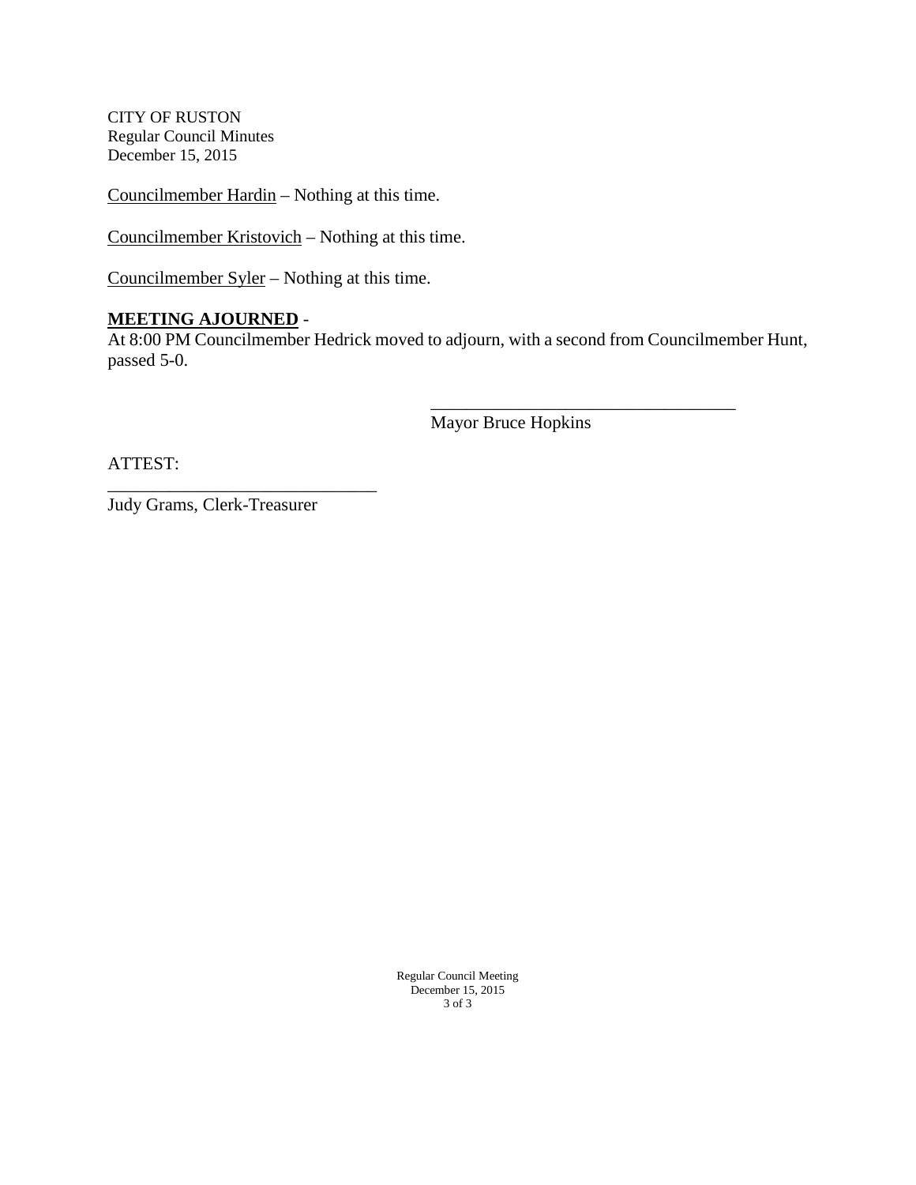Councilmember Hardin – Nothing at this time.

Councilmember Kristovich – Nothing at this time.

Councilmember Syler – Nothing at this time.

**MEETING AJOURNED** -
At 8:00 PM Councilmember Hedrick moved to adjourn, with a second from Councilmember Hunt, passed 5-0.

___________________________________
Mayor Bruce Hopkins

ATTEST:
______________________________
Judy Grams, Clerk-Treasurer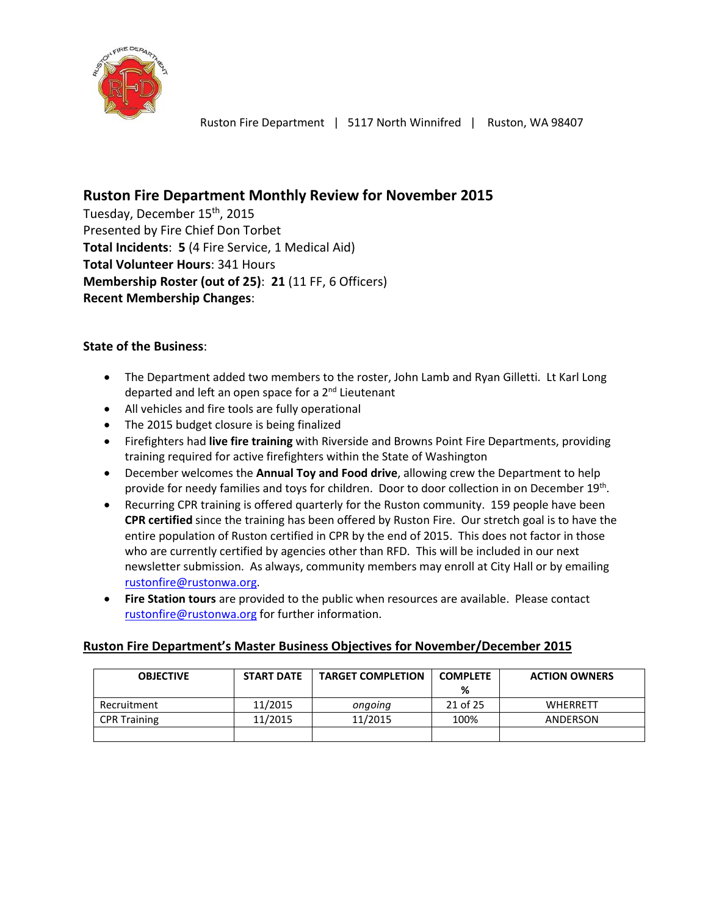Ruston Fire Department | 5117 North Winnifred | Ruston, WA 98407

## Ruston Fire Department Monthly Review for November 2015

Tuesday, December 15th, 2015
Presented by Fire Chief Don Torbet
**Total Incidents**: **5** (4 Fire Service, 1 Medical Aid)
**Total Volunteer Hours**: 341 Hours
**Membership Roster (out of 25)**: **21** (11 FF, 6 Officers)
**Recent Membership Changes**:

**State of the Business**:

- The Department added two members to the roster, John Lamb and Ryan Gilletti. Lt Karl Long departed and left an open space for a 2nd Lieutenant
- All vehicles and fire tools are fully operational
- The 2015 budget closure is being finalized
- Firefighters had **live fire training** with Riverside and Browns Point Fire Departments, providing training required for active firefighters within the State of Washington
- December welcomes the **Annual Toy and Food drive**, allowing crew the Department to help provide for needy families and toys for children. Door to door collection in on December 19th.
- Recurring CPR training is offered quarterly for the Ruston community. 159 people have been **CPR certified** since the training has been offered by Ruston Fire. Our stretch goal is to have the entire population of Ruston certified in CPR by the end of 2015. This does not factor in those who are currently certified by agencies other than RFD. This will be included in our next newsletter submission. As always, community members may enroll at City Hall or by emailing rustonfire@rustonwa.org.
- **Fire Station tours** are provided to the public when resources are available. Please contact rustonfire@rustonwa.org for further information.

### Ruston Fire Department's Master Business Objectives for November/December 2015

| OBJECTIVE | START DATE | TARGET COMPLETION | COMPLETE % | ACTION OWNERS |
|---|---|---|---|---|
| Recruitment | 11/2015 | *ongoing* | 21 of 25 | WHERRETT |
| CPR Training | 11/2015 | 11/2015 | 100% | ANDERSON |
| | | | | |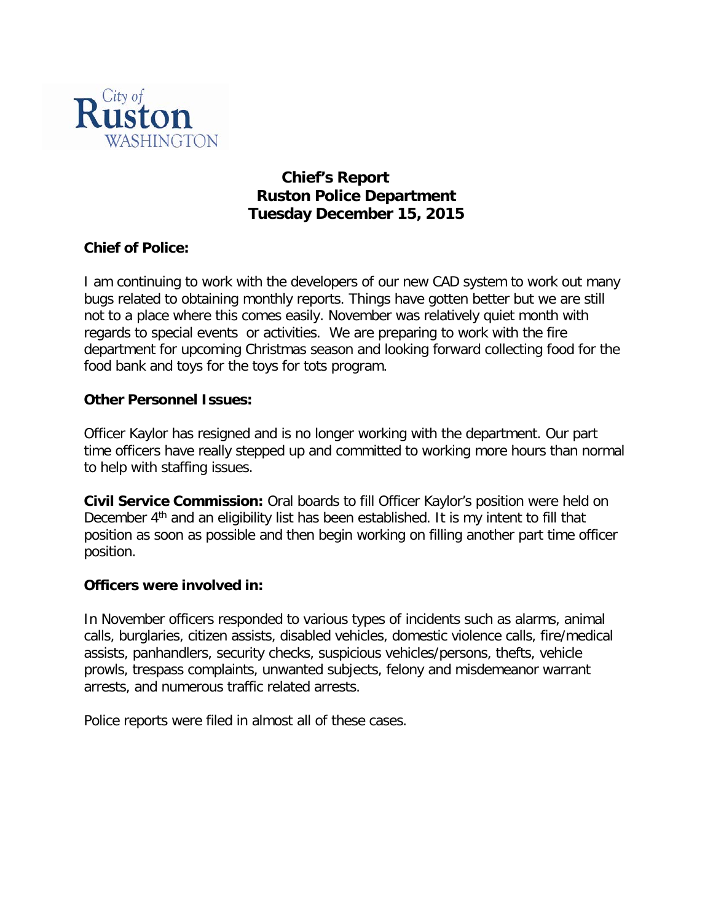City of
Ruston
WASHINGTON

# Chief's Report
## Ruston Police Department
## Tuesday December 15, 2015

**Chief of Police:**

I am continuing to work with the developers of our new CAD system to work out many bugs related to obtaining monthly reports. Things have gotten better but we are still not to a place where this comes easily. November was relatively quiet month with regards to special events or activities. We are preparing to work with the fire department for upcoming Christmas season and looking forward collecting food for the food bank and toys for the toys for tots program.

**Other Personnel Issues:**

Officer Kaylor has resigned and is no longer working with the department. Our part time officers have really stepped up and committed to working more hours than normal to help with staffing issues.

**Civil Service Commission:** Oral boards to fill Officer Kaylor's position were held on December 4th and an eligibility list has been established. It is my intent to fill that position as soon as possible and then begin working on filling another part time officer position.

**Officers were involved in:**

In November officers responded to various types of incidents such as alarms, animal calls, burglaries, citizen assists, disabled vehicles, domestic violence calls, fire/medical assists, panhandlers, security checks, suspicious vehicles/persons, thefts, vehicle prowls, trespass complaints, unwanted subjects, felony and misdemeanor warrant arrests, and numerous traffic related arrests.

Police reports were filed in almost all of these cases.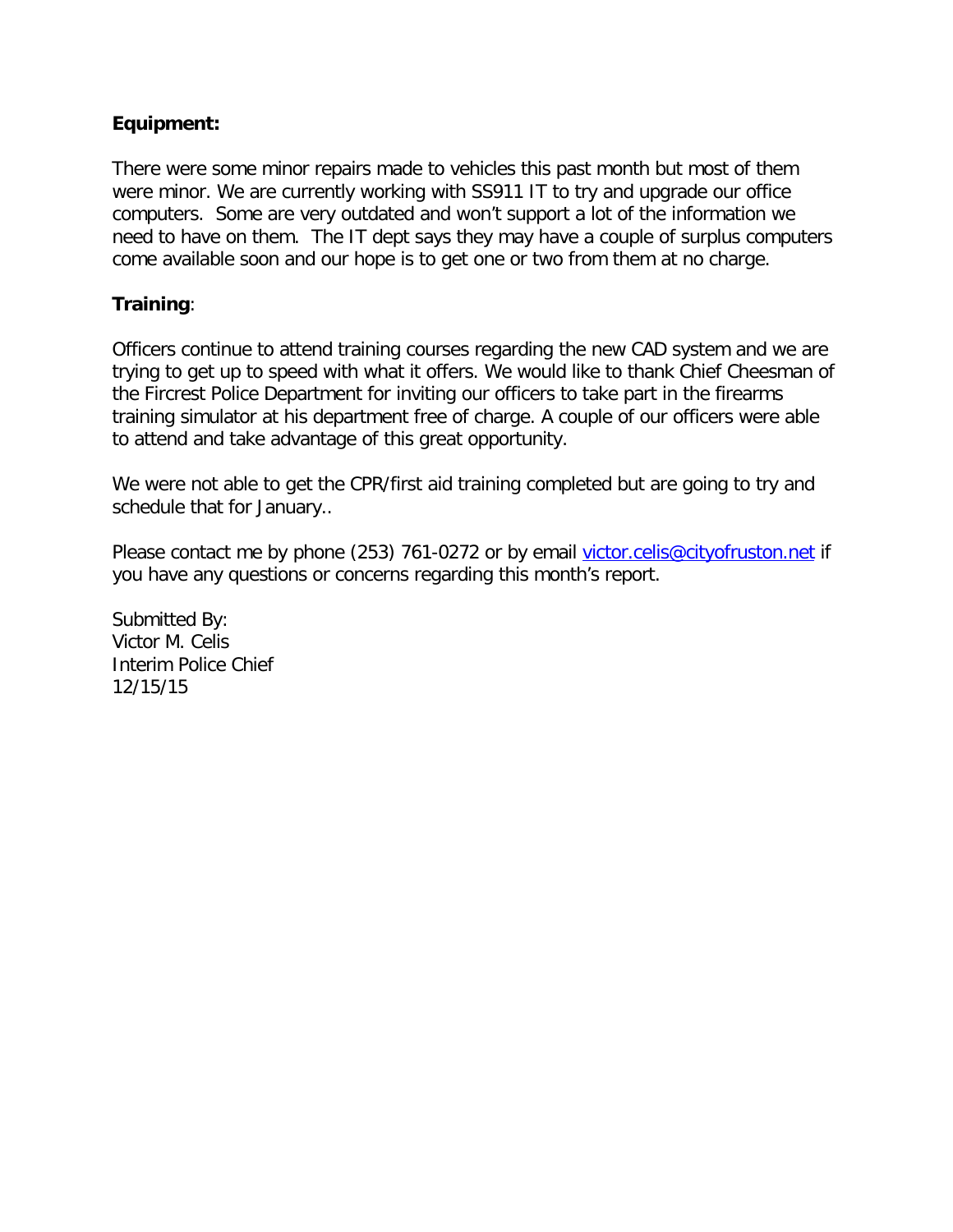**Equipment:**

There were some minor repairs made to vehicles this past month but most of them were minor. We are currently working with SS911 IT to try and upgrade our office computers. Some are very outdated and won't support a lot of the information we need to have on them. The IT dept says they may have a couple of surplus computers come available soon and our hope is to get one or two from them at no charge.

**Training**:

Officers continue to attend training courses regarding the new CAD system and we are trying to get up to speed with what it offers. We would like to thank Chief Cheesman of the Fircrest Police Department for inviting our officers to take part in the firearms training simulator at his department free of charge. A couple of our officers were able to attend and take advantage of this great opportunity.

We were not able to get the CPR/first aid training completed but are going to try and schedule that for January..

Please contact me by phone (253) 761-0272 or by email victor.celis@cityofruston.net if you have any questions or concerns regarding this month's report.

Submitted By:
Victor M. Celis
Interim Police Chief
12/15/15